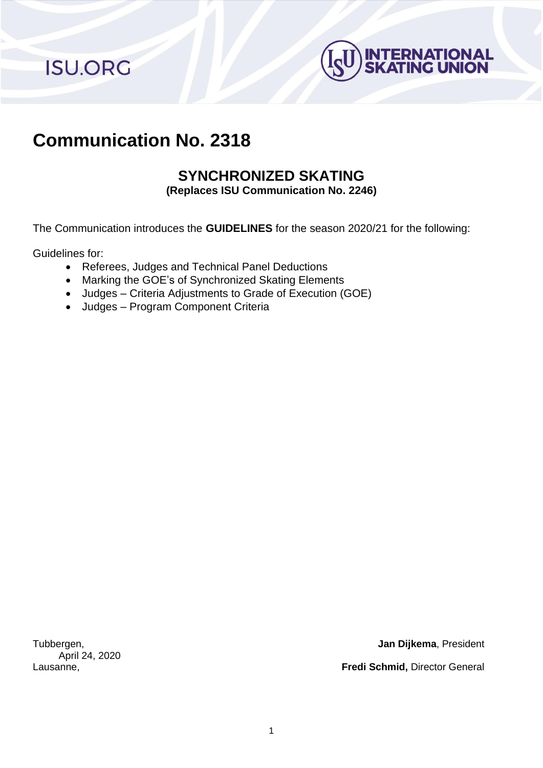ISU.ORG

INTERNATIONAL SKATING UNION

# Communication No. 2318

## SYNCHRONIZED SKATING

**(Replaces ISU Communication No. 2246)**

The Communication introduces the **GUIDELINES** for the season 2020/21 for the following:

Guidelines for:

- Referees, Judges and Technical Panel Deductions
- Marking the GOE's of Synchronized Skating Elements
- Judges – Criteria Adjustments to Grade of Execution (GOE)
- Judges – Program Component Criteria

Tubbergen,
April 24, 2020
Lausanne,

**Jan Dijkema**, President

**Fredi Schmid,** Director General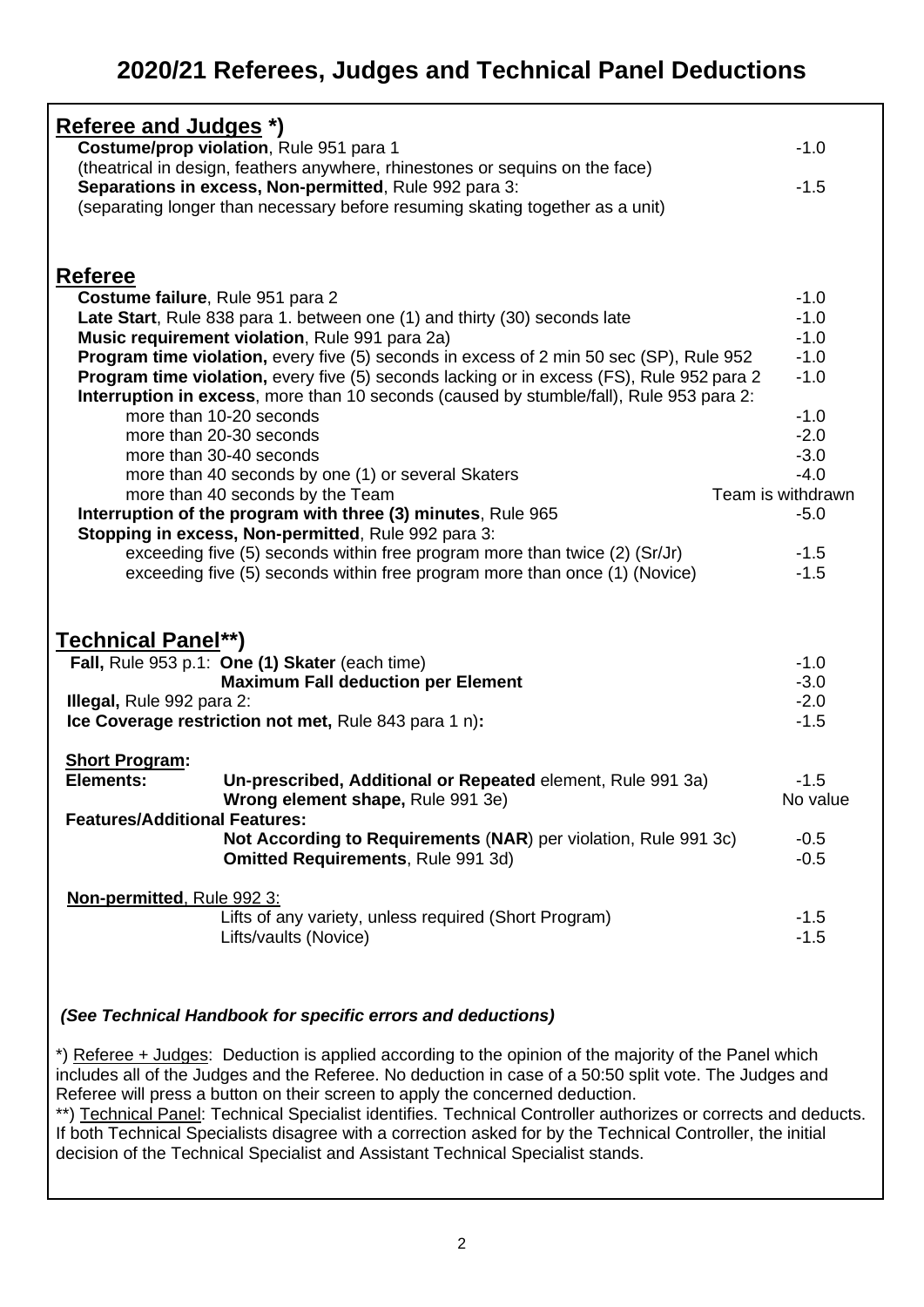# 2020/21 Referees, Judges and Technical Panel Deductions

## Referee and Judges *)

| | |
|---|---|
| **Costume/prop violation**, Rule 951 para 1 (theatrical in design, feathers anywhere, rhinestones or sequins on the face) | -1.0 |
| **Separations in excess, Non-permitted**, Rule 992 para 3: (separating longer than necessary before resuming skating together as a unit) | -1.5 |

## Referee

| | |
|---|---|
| **Costume failure**, Rule 951 para 2 | -1.0 |
| **Late Start**, Rule 838 para 1. between one (1) and thirty (30) seconds late | -1.0 |
| **Music requirement violation**, Rule 991 para 2a) | -1.0 |
| **Program time violation,** every five (5) seconds in excess of 2 min 50 sec (SP), Rule 952 | -1.0 |
| **Program time violation,** every five (5) seconds lacking or in excess (FS), Rule 952 para 2 | -1.0 |
| **Interruption in excess**, more than 10 seconds (caused by stumble/fall), Rule 953 para 2: | |
| more than 10-20 seconds | -1.0 |
| more than 20-30 seconds | -2.0 |
| more than 30-40 seconds | -3.0 |
| more than 40 seconds by one (1) or several Skaters | -4.0 |
| more than 40 seconds by the Team | Team is withdrawn |
| **Interruption of the program with three (3) minutes**, Rule 965 | -5.0 |
| **Stopping in excess, Non-permitted**, Rule 992 para 3: | |
| exceeding five (5) seconds within free program more than twice (2) (Sr/Jr) | -1.5 |
| exceeding five (5) seconds within free program more than once (1) (Novice) | -1.5 |

## Technical Panel**)

| | |
|---|---|
| **Fall,** Rule 953 p.1: **One (1) Skater** (each time) | -1.0 |
| **Maximum Fall deduction per Element** | -3.0 |
| **Illegal,** Rule 992 para 2: | -2.0 |
| **Ice Coverage restriction not met,** Rule 843 para 1 n)**:** | -1.5 |

**Short Program:**

| | | |
|---|---|---|
| **Elements:** | **Un-prescribed, Additional or Repeated** element, Rule 991 3a) | -1.5 |
| | **Wrong element shape,** Rule 991 3e) | No value |
| **Features/Additional Features:** | | |
| | **Not According to Requirements** (**NAR**) per violation, Rule 991 3c) | -0.5 |
| | **Omitted Requirements**, Rule 991 3d) | -0.5 |

**Non-permitted**, Rule 992 3:

| | |
|---|---|
| Lifts of any variety, unless required (Short Program) | -1.5 |
| Lifts/vaults (Novice) | -1.5 |

***(See Technical Handbook for specific errors and deductions)***

*) Referee + Judges: Deduction is applied according to the opinion of the majority of the Panel which includes all of the Judges and the Referee. No deduction in case of a 50:50 split vote. The Judges and Referee will press a button on their screen to apply the concerned deduction.

**) Technical Panel: Technical Specialist identifies. Technical Controller authorizes or corrects and deducts. If both Technical Specialists disagree with a correction asked for by the Technical Controller, the initial decision of the Technical Specialist and Assistant Technical Specialist stands.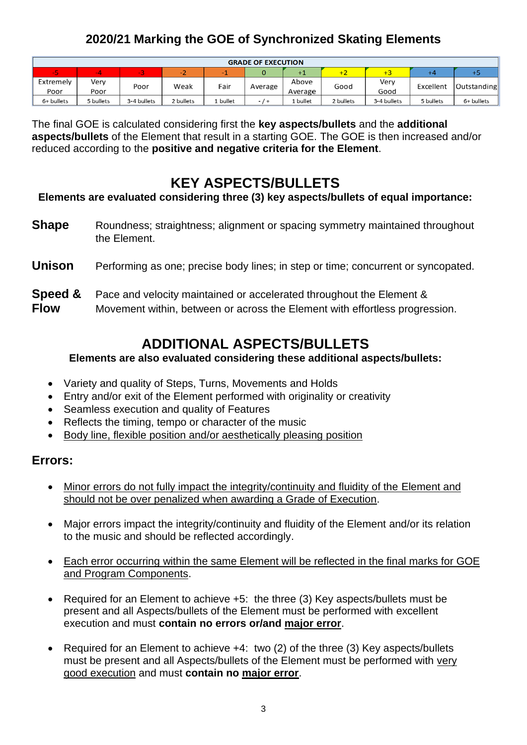# 2020/21 Marking the GOE of Synchronized Skating Elements

| GRADE OF EXECUTION | | | | | | | | | | |
|---|---|---|---|---|---|---|---|---|---|---|
| -5 | -4 | -3 | -2 | -1 | 0 | +1 | +2 | +3 | +4 | +5 |
| Extremely Poor | Very Poor | Poor | Weak | Fair | Average | Above Average | Good | Very Good | Excellent | Outstanding |
| 6+ bullets | 5 bullets | 3-4 bullets | 2 bullets | 1 bullet | - / + | 1 bullet | 2 bullets | 3-4 bullets | 5 bullets | 6+ bullets |

The final GOE is calculated considering first the **key aspects/bullets** and the **additional aspects/bullets** of the Element that result in a starting GOE. The GOE is then increased and/or reduced according to the **positive and negative criteria for the Element**.

## KEY ASPECTS/BULLETS

**Elements are evaluated considering three (3) key aspects/bullets of equal importance:**

**Shape** Roundness; straightness; alignment or spacing symmetry maintained throughout the Element.

**Unison** Performing as one; precise body lines; in step or time; concurrent or syncopated.

**Speed & Flow** Pace and velocity maintained or accelerated throughout the Element & Movement within, between or across the Element with effortless progression.

## ADDITIONAL ASPECTS/BULLETS

**Elements are also evaluated considering these additional aspects/bullets:**

- Variety and quality of Steps, Turns, Movements and Holds
- Entry and/or exit of the Element performed with originality or creativity
- Seamless execution and quality of Features
- Reflects the timing, tempo or character of the music
- Body line, flexible position and/or aesthetically pleasing position

### Errors:

- Minor errors do not fully impact the integrity/continuity and fluidity of the Element and should not be over penalized when awarding a Grade of Execution.
- Major errors impact the integrity/continuity and fluidity of the Element and/or its relation to the music and should be reflected accordingly.
- Each error occurring within the same Element will be reflected in the final marks for GOE and Program Components.
- Required for an Element to achieve +5: the three (3) Key aspects/bullets must be present and all Aspects/bullets of the Element must be performed with excellent execution and must **contain no errors or/and major error**.
- Required for an Element to achieve +4: two (2) of the three (3) Key aspects/bullets must be present and all Aspects/bullets of the Element must be performed with very good execution and must **contain no major error**.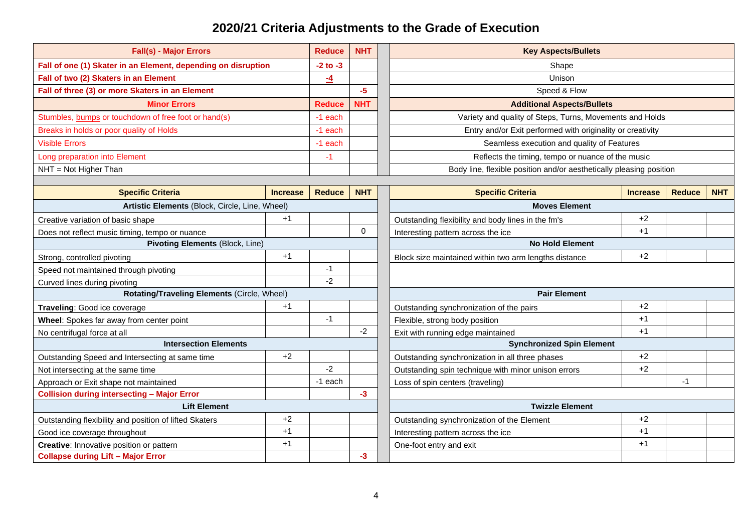# 2020/21 Criteria Adjustments to the Grade of Execution

| Fall(s) - Major Errors | Reduce | NHT |
|---|---|---|
| **Fall of one (1) Skater in an Element, depending on disruption** | **-2 to -3** | |
| **Fall of two (2) Skaters in an Element** | **-4** | |
| **Fall of three (3) or more Skaters in an Element** | | **-5** |
| **Minor Errors** | **Reduce** | **NHT** |
| Stumbles, bumps or touchdown of free foot or hand(s) | -1 each | |
| Breaks in holds or poor quality of Holds | -1 each | |
| Visible Errors | -1 each | |
| Long preparation into Element | -1 | |
| NHT = Not Higher Than | | |

| Key Aspects/Bullets |
|---|
| Shape |
| Unison |
| Speed & Flow |
| **Additional Aspects/Bullets** |
| Variety and quality of Steps, Turns, Movements and Holds |
| Entry and/or Exit performed with originality or creativity |
| Seamless execution and quality of Features |
| Reflects the timing, tempo or nuance of the music |
| Body line, flexible position and/or aesthetically pleasing position |

| Specific Criteria | Increase | Reduce | NHT |
|---|---|---|---|
| **Artistic Elements** (Block, Circle, Line, Wheel) | | | |
| Creative variation of basic shape | +1 | | |
| Does not reflect music timing, tempo or nuance | | | 0 |
| **Pivoting Elements** (Block, Line) | | | |
| Strong, controlled pivoting | +1 | | |
| Speed not maintained through pivoting | | -1 | |
| Curved lines during pivoting | | -2 | |
| **Rotating/Traveling Elements** (Circle, Wheel) | | | |
| **Traveling**: Good ice coverage | +1 | | |
| **Wheel**: Spokes far away from center point | | -1 | |
| No centrifugal force at all | | | -2 |
| **Intersection Elements** | | | |
| Outstanding Speed and Intersecting at same time | +2 | | |
| Not intersecting at the same time | | -2 | |
| Approach or Exit shape not maintained | | -1 each | |
| **Collision during intersecting – Major Error** | | | **-3** |
| **Lift Element** | | | |
| Outstanding flexibility and position of lifted Skaters | +2 | | |
| Good ice coverage throughout | +1 | | |
| **Creative**: Innovative position or pattern | +1 | | |
| **Collapse during Lift – Major Error** | | | **-3** |

| Specific Criteria | Increase | Reduce | NHT |
|---|---|---|---|
| **Moves Element** | | | |
| Outstanding flexibility and body lines in the fm's | +2 | | |
| Interesting pattern across the ice | +1 | | |
| **No Hold Element** | | | |
| Block size maintained within two arm lengths distance | +2 | | |
| **Pair Element** | | | |
| Outstanding synchronization of the pairs | +2 | | |
| Flexible, strong body position | +1 | | |
| Exit with running edge maintained | +1 | | |
| **Synchronized Spin Element** | | | |
| Outstanding synchronization in all three phases | +2 | | |
| Outstanding spin technique with minor unison errors | +2 | | |
| Loss of spin centers (traveling) | | -1 | |
| **Twizzle Element** | | | |
| Outstanding synchronization of the Element | +2 | | |
| Interesting pattern across the ice | +1 | | |
| One-foot entry and exit | +1 | | |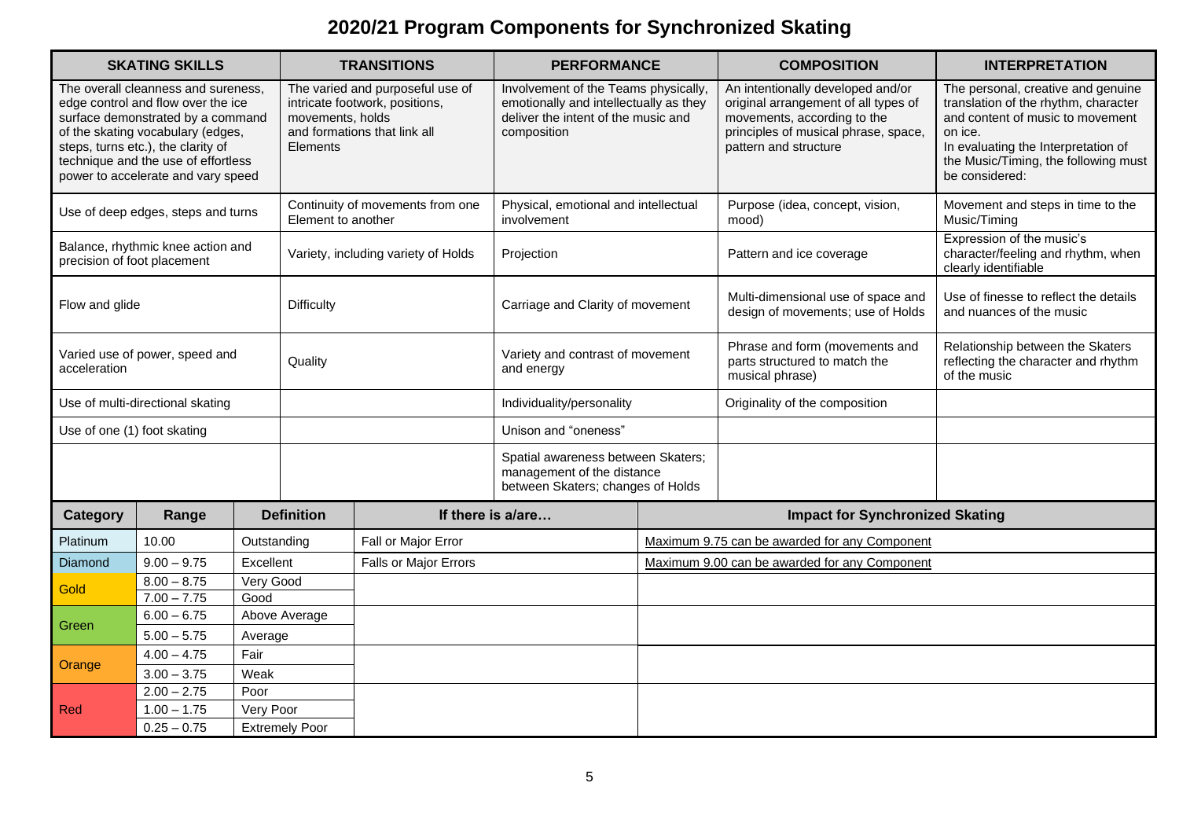# 2020/21 Program Components for Synchronized Skating

| SKATING SKILLS | TRANSITIONS | PERFORMANCE | COMPOSITION | INTERPRETATION |
|---|---|---|---|---|
| The overall cleanness and sureness, edge control and flow over the ice surface demonstrated by a command of the skating vocabulary (edges, steps, turns etc.), the clarity of technique and the use of effortless power to accelerate and vary speed | The varied and purposeful use of intricate footwork, positions, movements, holds and formations that link all Elements | Involvement of the Teams physically, emotionally and intellectually as they deliver the intent of the music and composition | An intentionally developed and/or original arrangement of all types of movements, according to the principles of musical phrase, space, pattern and structure | The personal, creative and genuine translation of the rhythm, character and content of music to movement on ice. In evaluating the Interpretation of the Music/Timing, the following must be considered: |
| Use of deep edges, steps and turns | Continuity of movements from one Element to another | Physical, emotional and intellectual involvement | Purpose (idea, concept, vision, mood) | Movement and steps in time to the Music/Timing |
| Balance, rhythmic knee action and precision of foot placement | Variety, including variety of Holds | Projection | Pattern and ice coverage | Expression of the music's character/feeling and rhythm, when clearly identifiable |
| Flow and glide | Difficulty | Carriage and Clarity of movement | Multi-dimensional use of space and design of movements; use of Holds | Use of finesse to reflect the details and nuances of the music |
| Varied use of power, speed and acceleration | Quality | Variety and contrast of movement and energy | Phrase and form (movements and parts structured to match the musical phrase) | Relationship between the Skaters reflecting the character and rhythm of the music |
| Use of multi-directional skating | | Individuality/personality | Originality of the composition | |
| Use of one (1) foot skating | | Unison and "oneness" | | |
| | | Spatial awareness between Skaters; management of the distance between Skaters; changes of Holds | | |

| Category | Range | Definition | If there is a/are… | Impact for Synchronized Skating |
|---|---|---|---|---|
| Platinum | 10.00 | Outstanding | Fall or Major Error | Maximum 9.75 can be awarded for any Component |
| Diamond | 9.00 – 9.75 | Excellent | Falls or Major Errors | Maximum 9.00 can be awarded for any Component |
| Gold | 8.00 – 8.75 | Very Good | | |
| | 7.00 – 7.75 | Good | | |
| Green | 6.00 – 6.75 | Above Average | | |
| | 5.00 – 5.75 | Average | | |
| Orange | 4.00 – 4.75 | Fair | | |
| | 3.00 – 3.75 | Weak | | |
| Red | 2.00 – 2.75 | Poor | | |
| | 1.00 – 1.75 | Very Poor | | |
| | 0.25 – 0.75 | Extremely Poor | | |